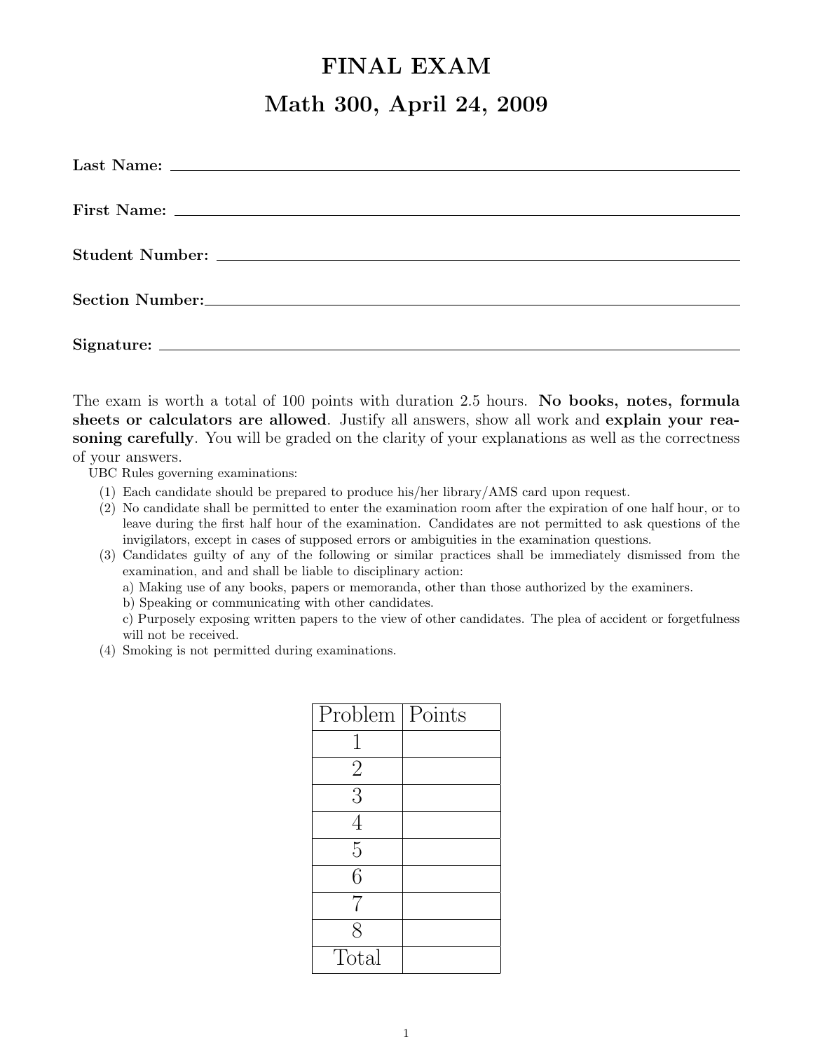# FINAL EXAM

## Math 300, April 24, 2009

**Last Name:** ______________________________

**First Name:** ______________________________

**Student Number:** ______________________________

**Section Number:** ______________________________

**Signature:** ______________________________

The exam is worth a total of 100 points with duration 2.5 hours. **No books, notes, formula sheets or calculators are allowed**. Justify all answers, show all work and **explain your reasoning carefully**. You will be graded on the clarity of your explanations as well as the correctness of your answers.

UBC Rules governing examinations:

1. Each candidate should be prepared to produce his/her library/AMS card upon request.
2. No candidate shall be permitted to enter the examination room after the expiration of one half hour, or to leave during the first half hour of the examination. Candidates are not permitted to ask questions of the invigilators, except in cases of supposed errors or ambiguities in the examination questions.
3. Candidates guilty of any of the following or similar practices shall be immediately dismissed from the examination, and and shall be liable to disciplinary action:
   a) Making use of any books, papers or memoranda, other than those authorized by the examiners.
   b) Speaking or communicating with other candidates.
   c) Purposely exposing written papers to the view of other candidates. The plea of accident or forgetfulness will not be received.
4. Smoking is not permitted during examinations.

| Problem | Points |
|---|---|
| 1 | |
| 2 | |
| 3 | |
| 4 | |
| 5 | |
| 6 | |
| 7 | |
| 8 | |
| Total | |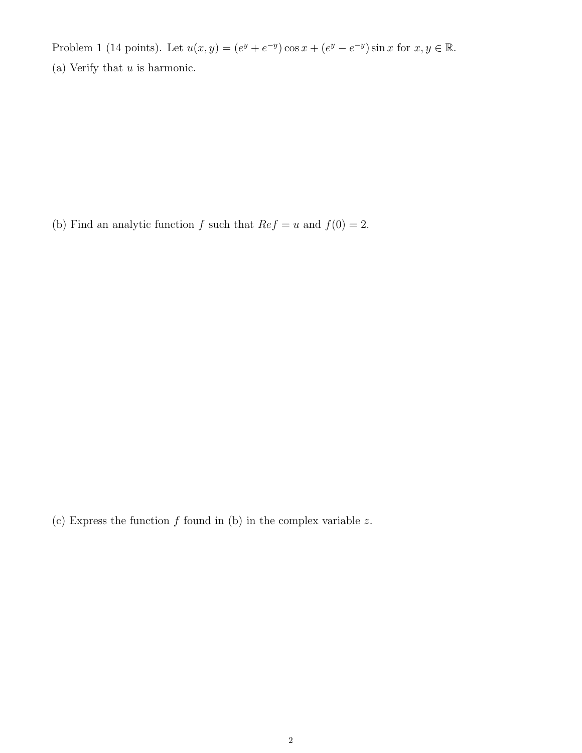Problem 1 (14 points). Let $u(x, y) = (e^y + e^{-y}) \cos x + (e^y - e^{-y}) \sin x$ for $x, y \in \mathbb{R}$.

(a) Verify that $u$ is harmonic.

(b) Find an analytic function $f$ such that $Re f = u$ and $f(0) = 2$.

(c) Express the function $f$ found in (b) in the complex variable $z$.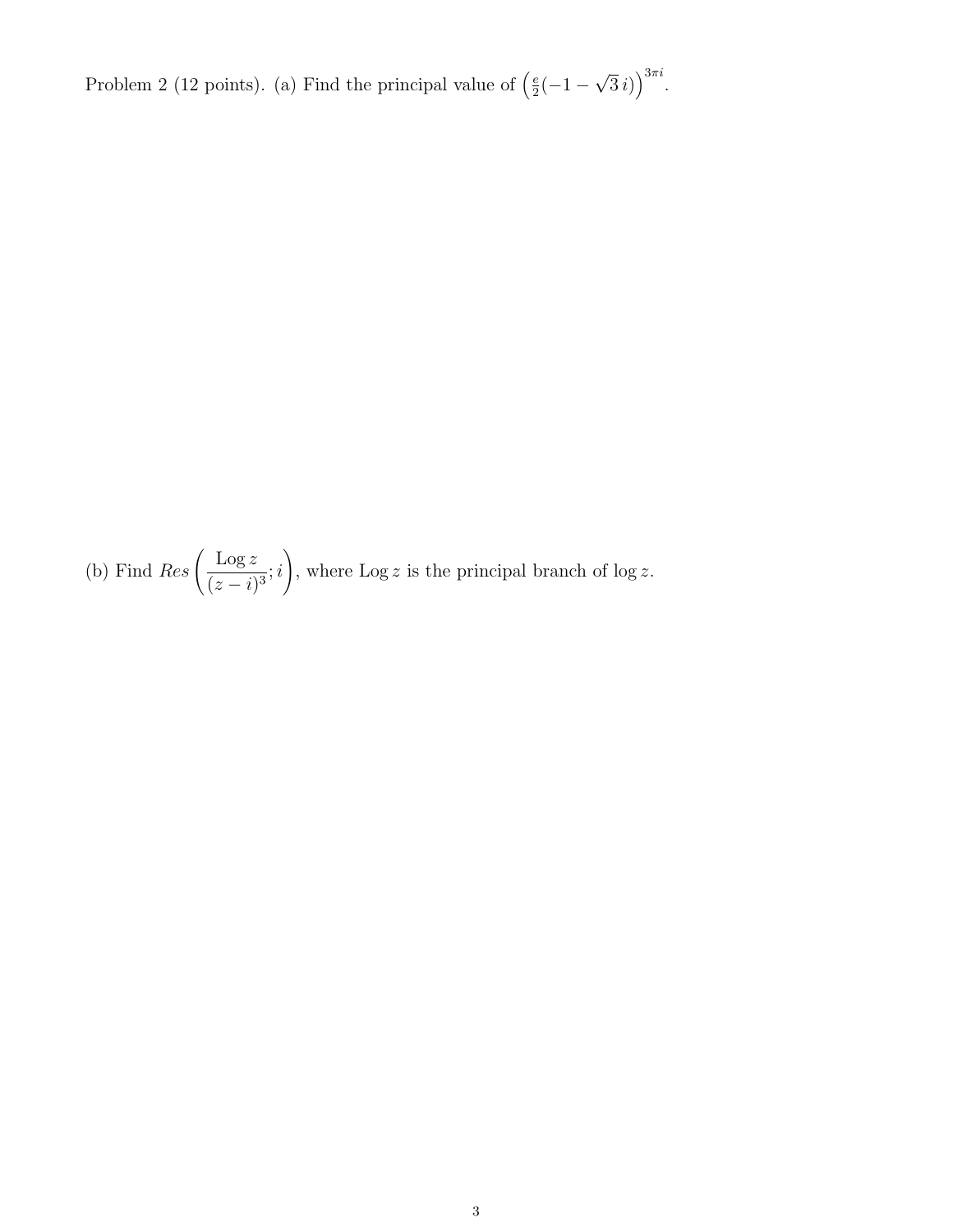Problem 2 (12 points). (a) Find the principal value of $\left(\frac{e}{2}(-1-\sqrt{3}\,i)\right)^{3\pi i}$.

(b) Find $Res\left(\dfrac{\operatorname{Log} z}{(z-i)^3}; i\right)$, where $\operatorname{Log} z$ is the principal branch of $\log z$.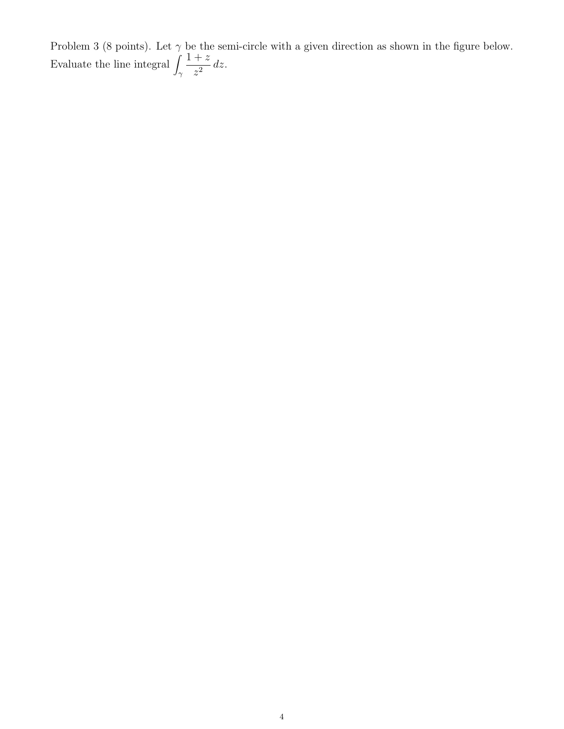Problem 3 (8 points). Let $\gamma$ be the semi-circle with a given direction as shown in the figure below. Evaluate the line integral $\int_\gamma \frac{1+z}{z^2}\,dz$.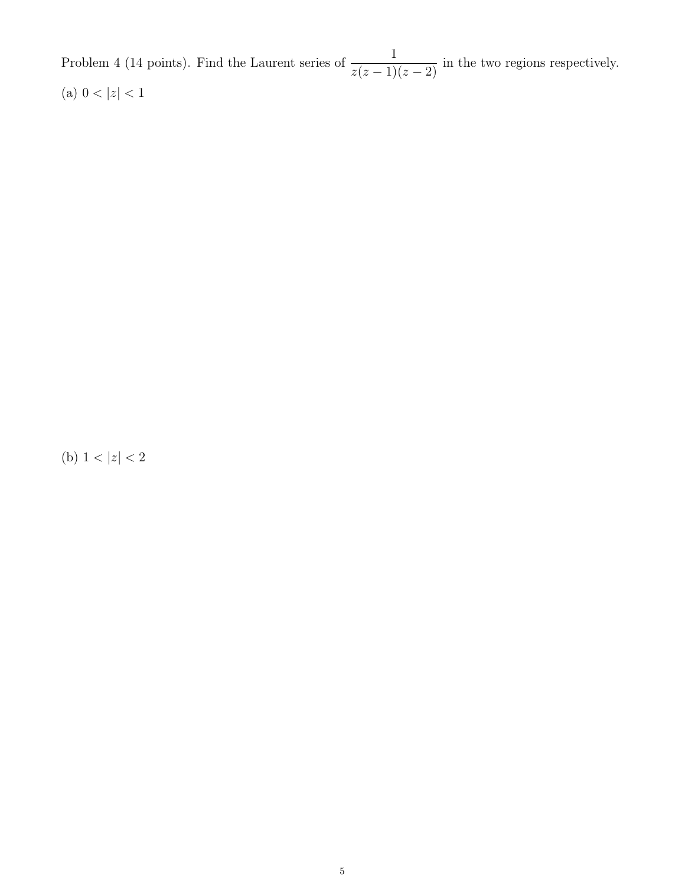Problem 4 (14 points). Find the Laurent series of $\dfrac{1}{z(z-1)(z-2)}$ in the two regions respectively.

(a) $0 < |z| < 1$

(b) $1 < |z| < 2$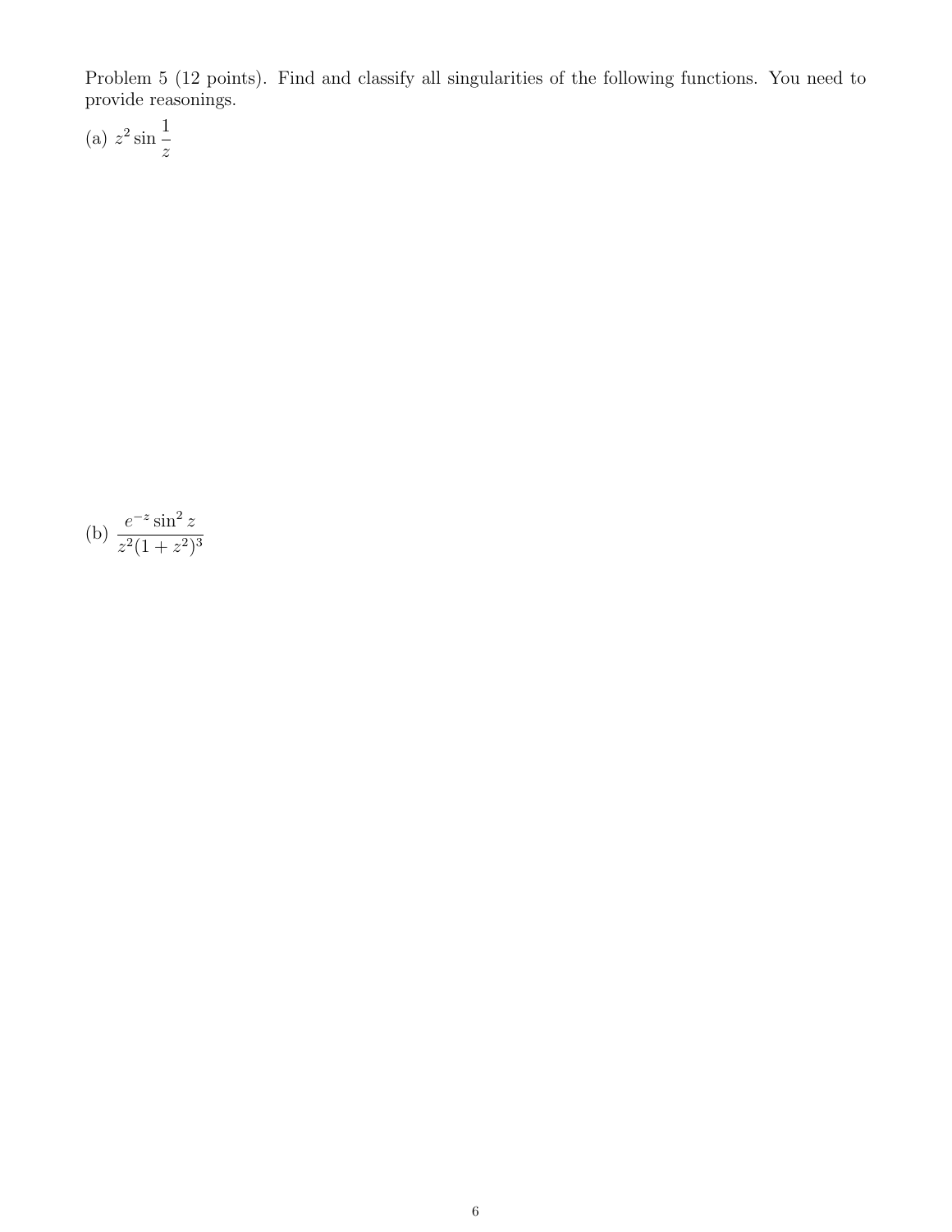Problem 5 (12 points). Find and classify all singularities of the following functions. You need to provide reasonings.

(a) $z^2 \sin \dfrac{1}{z}$

(b) $\dfrac{e^{-z} \sin^2 z}{z^2(1+z^2)^3}$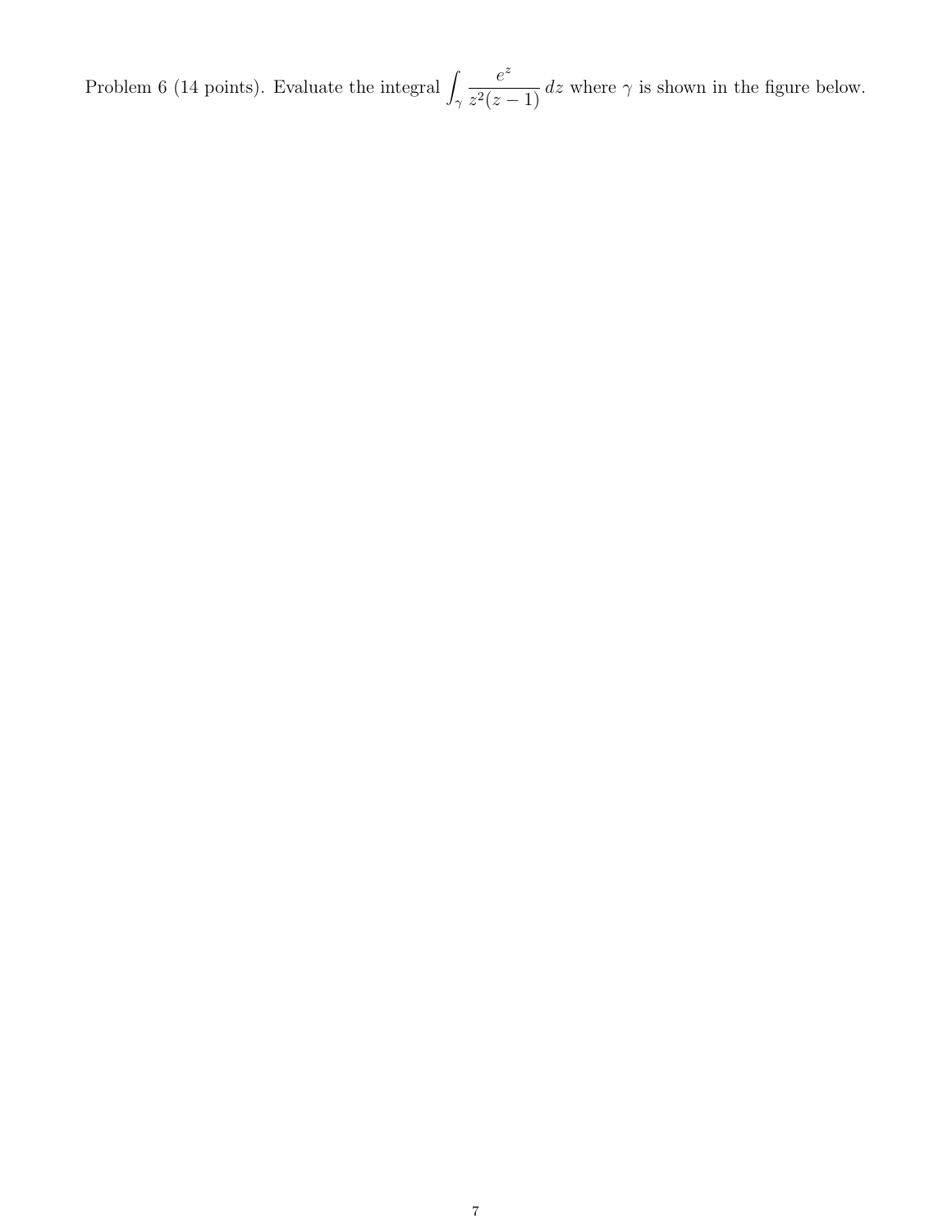Problem 6 (14 points). Evaluate the integral $\int_\gamma \frac{e^z}{z^2(z-1)}\, dz$ where $\gamma$ is shown in the figure below.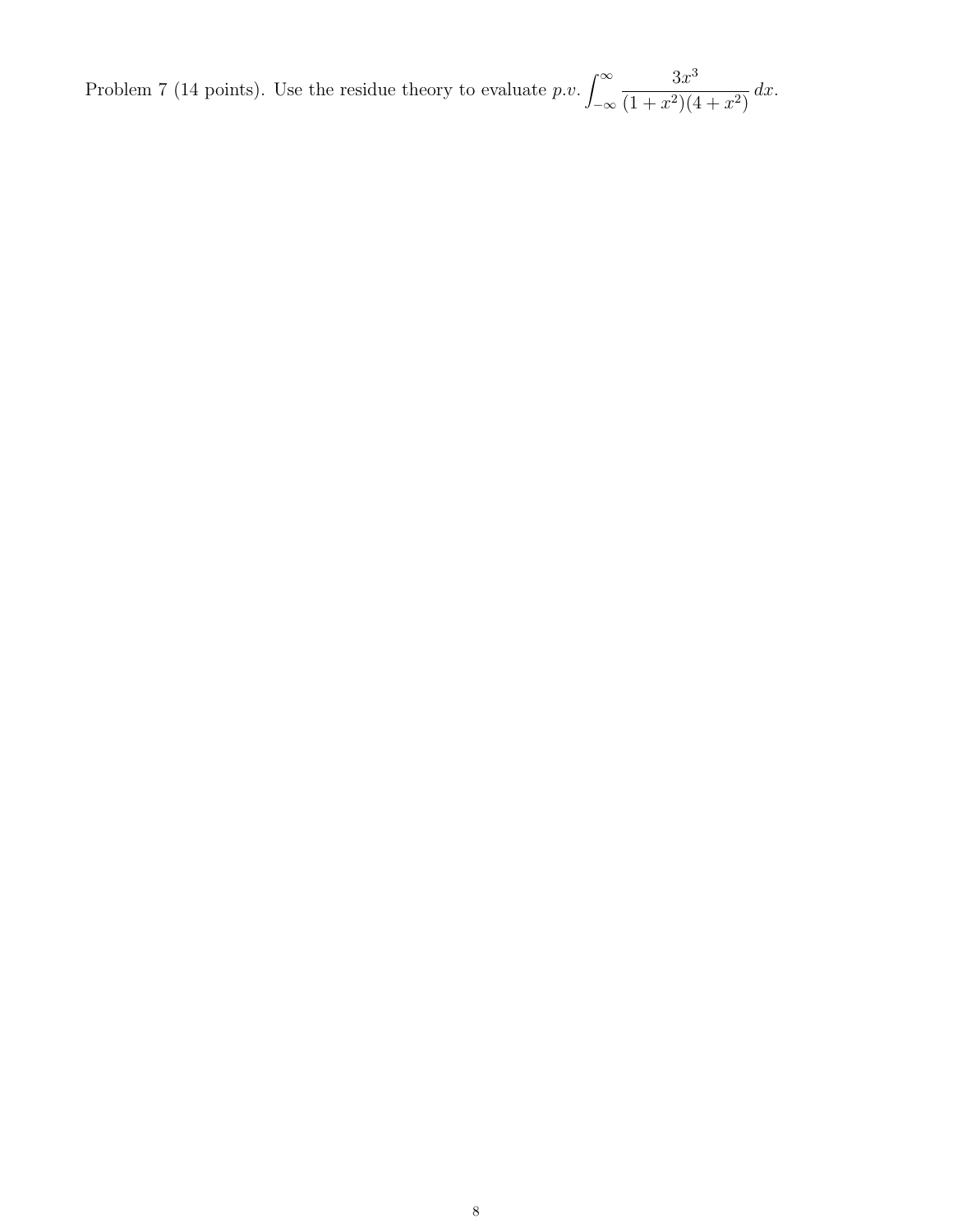Problem 7 (14 points). Use the residue theory to evaluate $p.v. \int_{-\infty}^{\infty} \frac{3x^3}{(1+x^2)(4+x^2)}\,dx$.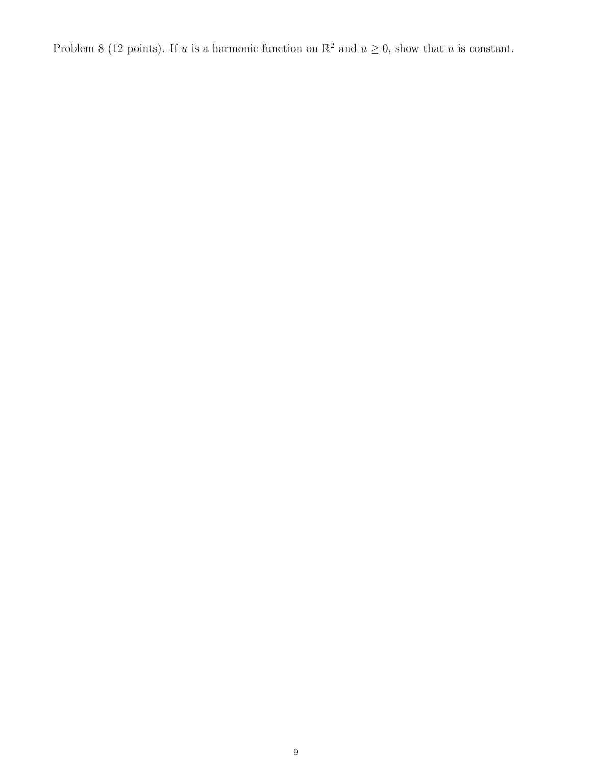Problem 8 (12 points). If $u$ is a harmonic function on $\mathbb{R}^2$ and $u \geq 0$, show that $u$ is constant.